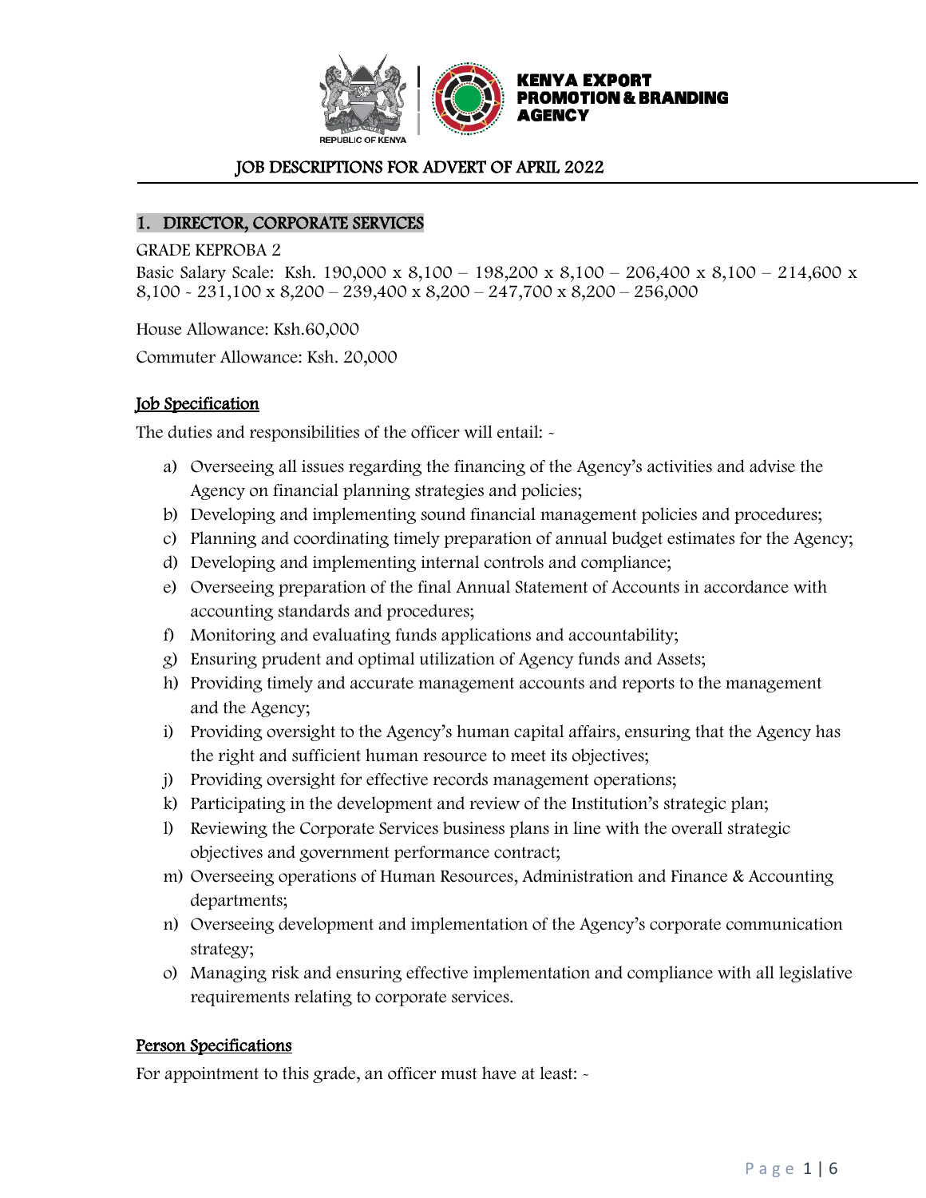KENYA EXPORT PROMOTION & BRANDING AGENCY

REPUBLIC OF KENYA

# JOB DESCRIPTIONS FOR ADVERT OF APRIL 2022

## 1. DIRECTOR, CORPORATE SERVICES

GRADE KEPROBA 2

Basic Salary Scale: Ksh. 190,000 x 8,100 – 198,200 x 8,100 – 206,400 x 8,100 – 214,600 x 8,100 - 231,100 x 8,200 – 239,400 x 8,200 – 247,700 x 8,200 – 256,000

House Allowance: Ksh.60,000

Commuter Allowance: Ksh. 20,000

### Job Specification

The duties and responsibilities of the officer will entail: -

a) Overseeing all issues regarding the financing of the Agency's activities and advise the Agency on financial planning strategies and policies;
b) Developing and implementing sound financial management policies and procedures;
c) Planning and coordinating timely preparation of annual budget estimates for the Agency;
d) Developing and implementing internal controls and compliance;
e) Overseeing preparation of the final Annual Statement of Accounts in accordance with accounting standards and procedures;
f) Monitoring and evaluating funds applications and accountability;
g) Ensuring prudent and optimal utilization of Agency funds and Assets;
h) Providing timely and accurate management accounts and reports to the management and the Agency;
i) Providing oversight to the Agency's human capital affairs, ensuring that the Agency has the right and sufficient human resource to meet its objectives;
j) Providing oversight for effective records management operations;
k) Participating in the development and review of the Institution's strategic plan;
l) Reviewing the Corporate Services business plans in line with the overall strategic objectives and government performance contract;
m) Overseeing operations of Human Resources, Administration and Finance & Accounting departments;
n) Overseeing development and implementation of the Agency's corporate communication strategy;
o) Managing risk and ensuring effective implementation and compliance with all legislative requirements relating to corporate services.

### Person Specifications

For appointment to this grade, an officer must have at least: -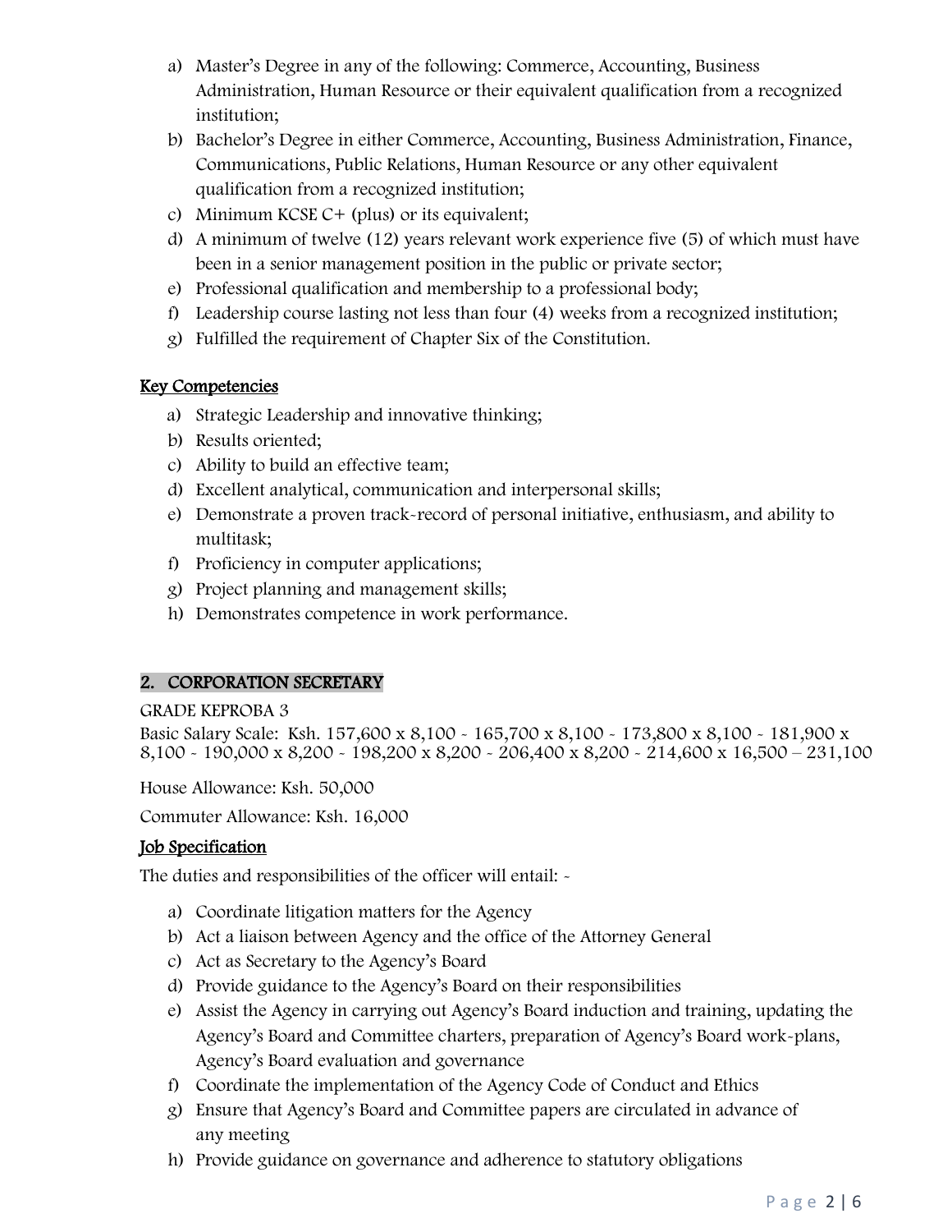a) Master's Degree in any of the following: Commerce, Accounting, Business Administration, Human Resource or their equivalent qualification from a recognized institution;
b) Bachelor's Degree in either Commerce, Accounting, Business Administration, Finance, Communications, Public Relations, Human Resource or any other equivalent qualification from a recognized institution;
c) Minimum KCSE C+ (plus) or its equivalent;
d) A minimum of twelve (12) years relevant work experience five (5) of which must have been in a senior management position in the public or private sector;
e) Professional qualification and membership to a professional body;
f) Leadership course lasting not less than four (4) weeks from a recognized institution;
g) Fulfilled the requirement of Chapter Six of the Constitution.

**Key Competencies**

a) Strategic Leadership and innovative thinking;
b) Results oriented;
c) Ability to build an effective team;
d) Excellent analytical, communication and interpersonal skills;
e) Demonstrate a proven track-record of personal initiative, enthusiasm, and ability to multitask;
f) Proficiency in computer applications;
g) Project planning and management skills;
h) Demonstrates competence in work performance.

## 2. CORPORATION SECRETARY

GRADE KEPROBA 3

Basic Salary Scale: Ksh. 157,600 x 8,100 - 165,700 x 8,100 - 173,800 x 8,100 - 181,900 x 8,100 - 190,000 x 8,200 - 198,200 x 8,200 - 206,400 x 8,200 - 214,600 x 16,500 – 231,100

House Allowance: Ksh. 50,000

Commuter Allowance: Ksh. 16,000

**Job Specification**

The duties and responsibilities of the officer will entail: -

a) Coordinate litigation matters for the Agency
b) Act a liaison between Agency and the office of the Attorney General
c) Act as Secretary to the Agency's Board
d) Provide guidance to the Agency's Board on their responsibilities
e) Assist the Agency in carrying out Agency's Board induction and training, updating the Agency's Board and Committee charters, preparation of Agency's Board work-plans, Agency's Board evaluation and governance
f) Coordinate the implementation of the Agency Code of Conduct and Ethics
g) Ensure that Agency's Board and Committee papers are circulated in advance of any meeting
h) Provide guidance on governance and adherence to statutory obligations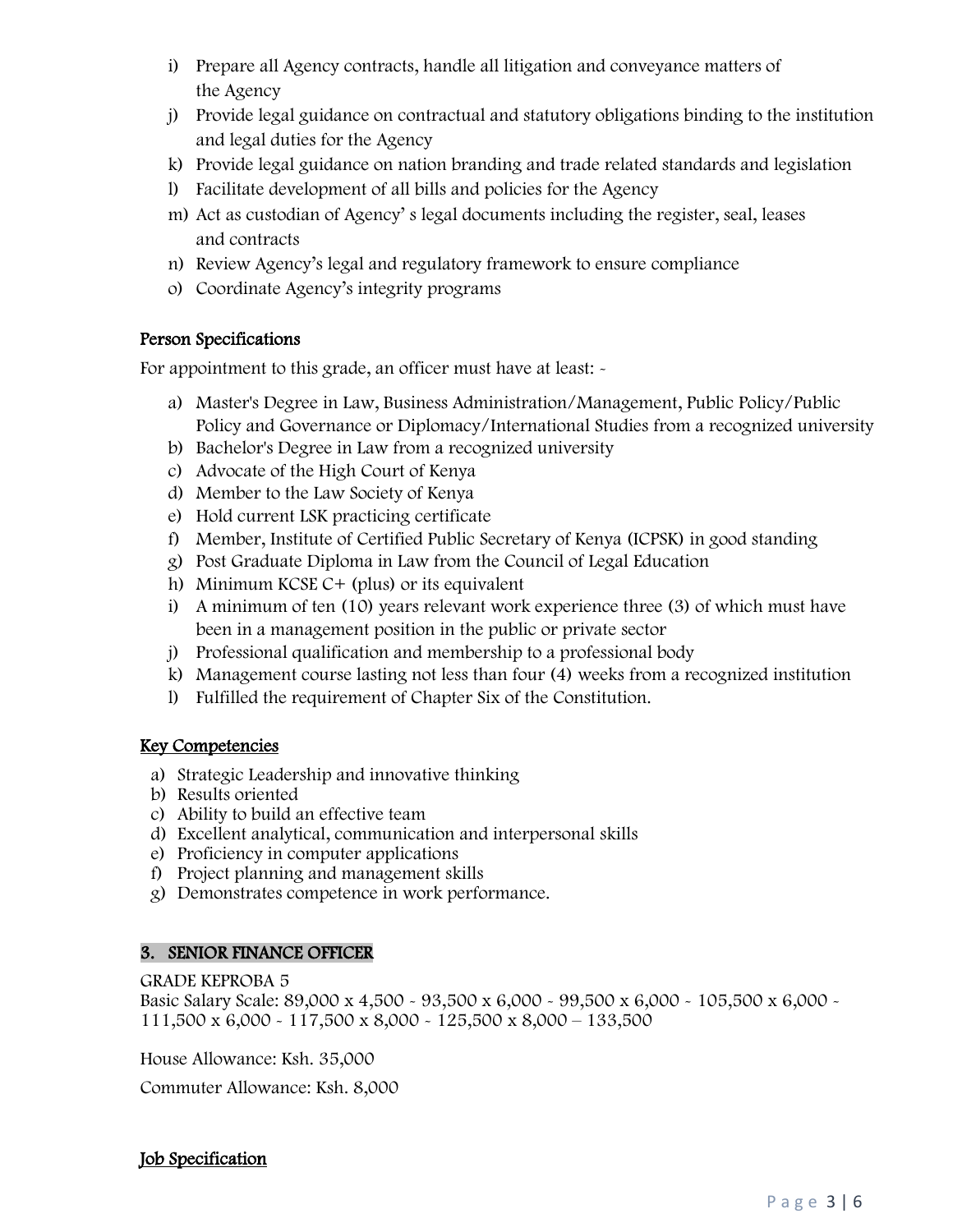i) Prepare all Agency contracts, handle all litigation and conveyance matters of the Agency
j) Provide legal guidance on contractual and statutory obligations binding to the institution and legal duties for the Agency
k) Provide legal guidance on nation branding and trade related standards and legislation
l) Facilitate development of all bills and policies for the Agency
m) Act as custodian of Agency' s legal documents including the register, seal, leases and contracts
n) Review Agency's legal and regulatory framework to ensure compliance
o) Coordinate Agency's integrity programs

### Person Specifications

For appointment to this grade, an officer must have at least: -

a) Master's Degree in Law, Business Administration/Management, Public Policy/Public Policy and Governance or Diplomacy/International Studies from a recognized university
b) Bachelor's Degree in Law from a recognized university
c) Advocate of the High Court of Kenya
d) Member to the Law Society of Kenya
e) Hold current LSK practicing certificate
f) Member, Institute of Certified Public Secretary of Kenya (ICPSK) in good standing
g) Post Graduate Diploma in Law from the Council of Legal Education
h) Minimum KCSE C+ (plus) or its equivalent
i) A minimum of ten (10) years relevant work experience three (3) of which must have been in a management position in the public or private sector
j) Professional qualification and membership to a professional body
k) Management course lasting not less than four (4) weeks from a recognized institution
l) Fulfilled the requirement of Chapter Six of the Constitution.

### Key Competencies

a) Strategic Leadership and innovative thinking
b) Results oriented
c) Ability to build an effective team
d) Excellent analytical, communication and interpersonal skills
e) Proficiency in computer applications
f) Project planning and management skills
g) Demonstrates competence in work performance.

## 3. SENIOR FINANCE OFFICER

GRADE KEPROBA 5

Basic Salary Scale: 89,000 x 4,500 - 93,500 x 6,000 - 99,500 x 6,000 - 105,500 x 6,000 - 111,500 x 6,000 - 117,500 x 8,000 - 125,500 x 8,000 – 133,500

House Allowance: Ksh. 35,000

Commuter Allowance: Ksh. 8,000

### Job Specification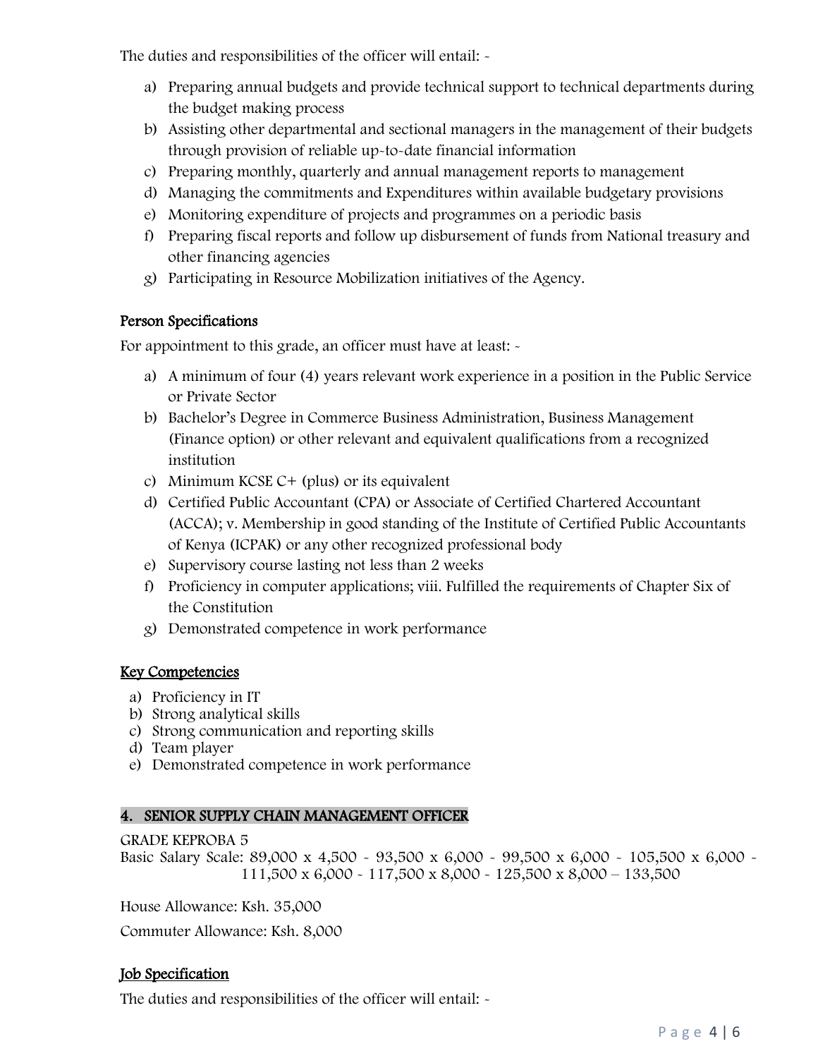The duties and responsibilities of the officer will entail: -

a) Preparing annual budgets and provide technical support to technical departments during the budget making process
b) Assisting other departmental and sectional managers in the management of their budgets through provision of reliable up-to-date financial information
c) Preparing monthly, quarterly and annual management reports to management
d) Managing the commitments and Expenditures within available budgetary provisions
e) Monitoring expenditure of projects and programmes on a periodic basis
f) Preparing fiscal reports and follow up disbursement of funds from National treasury and other financing agencies
g) Participating in Resource Mobilization initiatives of the Agency.

### Person Specifications

For appointment to this grade, an officer must have at least: -

a) A minimum of four (4) years relevant work experience in a position in the Public Service or Private Sector
b) Bachelor's Degree in Commerce Business Administration, Business Management (Finance option) or other relevant and equivalent qualifications from a recognized institution
c) Minimum KCSE C+ (plus) or its equivalent
d) Certified Public Accountant (CPA) or Associate of Certified Chartered Accountant (ACCA); v. Membership in good standing of the Institute of Certified Public Accountants of Kenya (ICPAK) or any other recognized professional body
e) Supervisory course lasting not less than 2 weeks
f) Proficiency in computer applications; viii. Fulfilled the requirements of Chapter Six of the Constitution
g) Demonstrated competence in work performance

### Key Competencies

a) Proficiency in IT
b) Strong analytical skills
c) Strong communication and reporting skills
d) Team player
e) Demonstrated competence in work performance

## 4. SENIOR SUPPLY CHAIN MANAGEMENT OFFICER

GRADE KEPROBA 5

Basic Salary Scale: 89,000 x 4,500 - 93,500 x 6,000 - 99,500 x 6,000 - 105,500 x 6,000 - 111,500 x 6,000 - 117,500 x 8,000 - 125,500 x 8,000 – 133,500

House Allowance: Ksh. 35,000

Commuter Allowance: Ksh. 8,000

### Job Specification

The duties and responsibilities of the officer will entail: -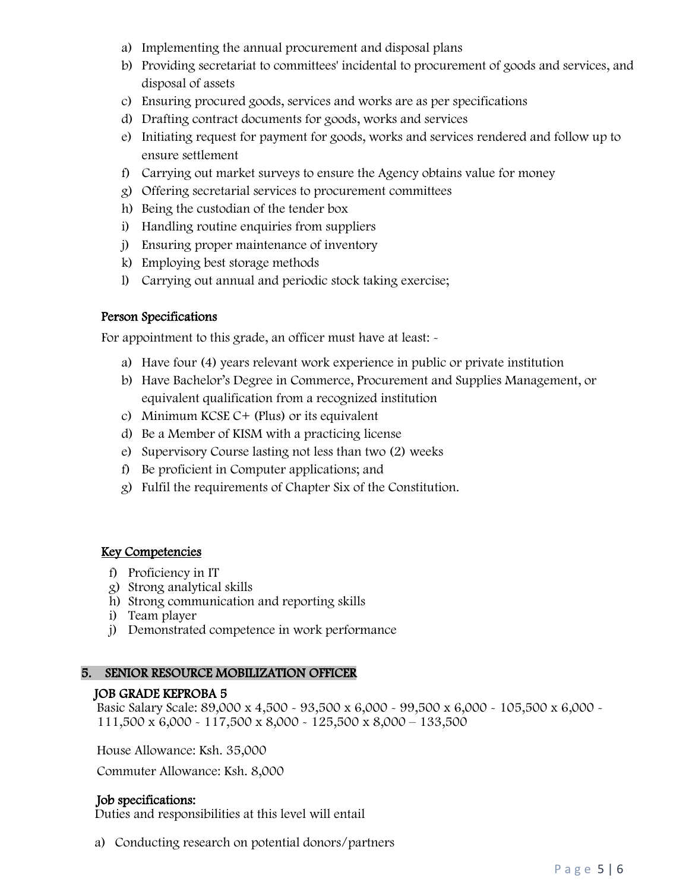a) Implementing the annual procurement and disposal plans
b) Providing secretariat to committees' incidental to procurement of goods and services, and disposal of assets
c) Ensuring procured goods, services and works are as per specifications
d) Drafting contract documents for goods, works and services
e) Initiating request for payment for goods, works and services rendered and follow up to ensure settlement
f) Carrying out market surveys to ensure the Agency obtains value for money
g) Offering secretarial services to procurement committees
h) Being the custodian of the tender box
i) Handling routine enquiries from suppliers
j) Ensuring proper maintenance of inventory
k) Employing best storage methods
l) Carrying out annual and periodic stock taking exercise;

### Person Specifications

For appointment to this grade, an officer must have at least: -

a) Have four (4) years relevant work experience in public or private institution
b) Have Bachelor's Degree in Commerce, Procurement and Supplies Management, or equivalent qualification from a recognized institution
c) Minimum KCSE C+ (Plus) or its equivalent
d) Be a Member of KISM with a practicing license
e) Supervisory Course lasting not less than two (2) weeks
f) Be proficient in Computer applications; and
g) Fulfil the requirements of Chapter Six of the Constitution.

### Key Competencies

f) Proficiency in IT
g) Strong analytical skills
h) Strong communication and reporting skills
i) Team player
j) Demonstrated competence in work performance

## 5. SENIOR RESOURCE MOBILIZATION OFFICER

### JOB GRADE KEPROBA 5

Basic Salary Scale: 89,000 x 4,500 - 93,500 x 6,000 - 99,500 x 6,000 - 105,500 x 6,000 - 111,500 x 6,000 - 117,500 x 8,000 - 125,500 x 8,000 – 133,500

House Allowance: Ksh. 35,000

Commuter Allowance: Ksh. 8,000

### Job specifications:

Duties and responsibilities at this level will entail

a) Conducting research on potential donors/partners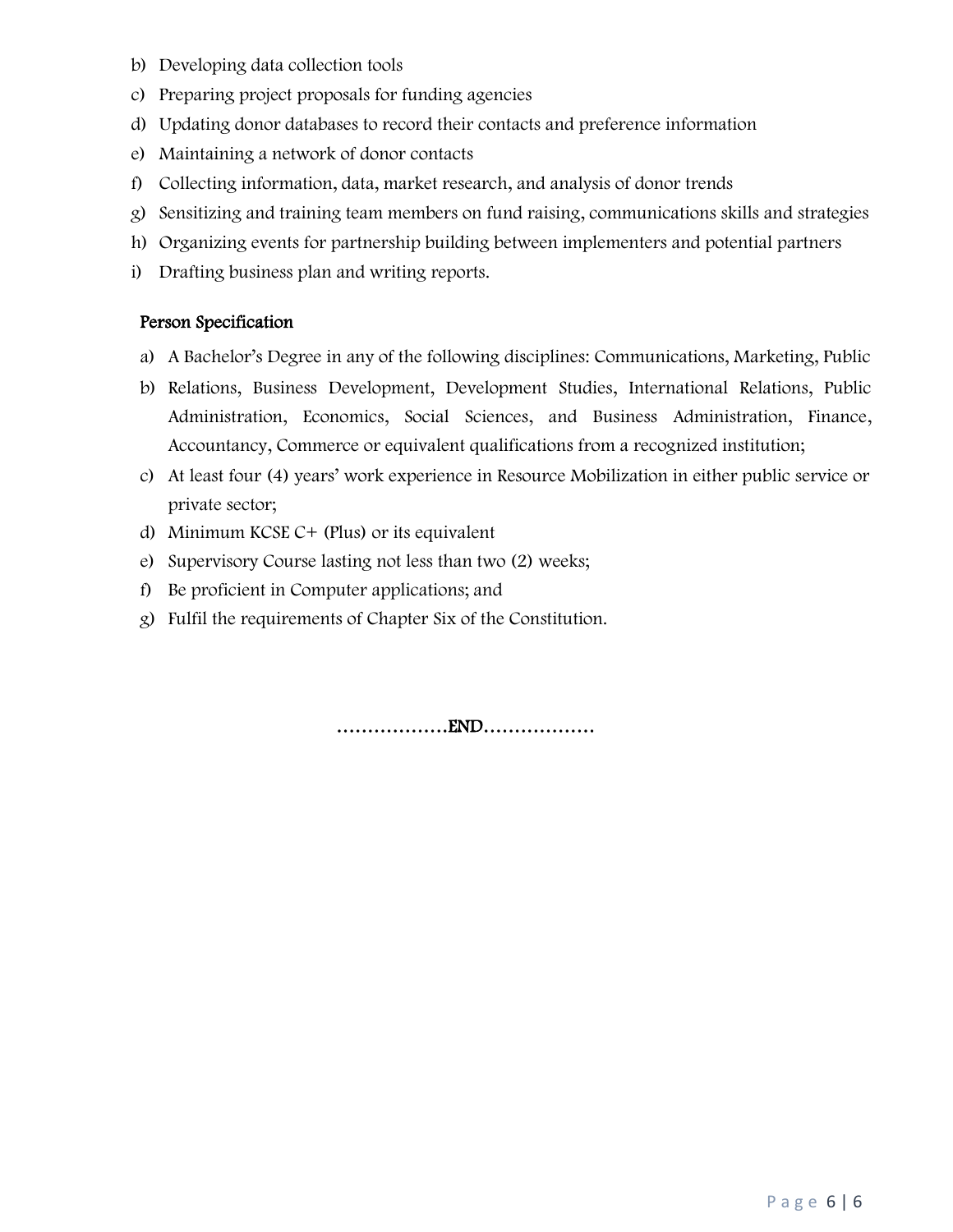b) Developing data collection tools
c) Preparing project proposals for funding agencies
d) Updating donor databases to record their contacts and preference information
e) Maintaining a network of donor contacts
f) Collecting information, data, market research, and analysis of donor trends
g) Sensitizing and training team members on fund raising, communications skills and strategies
h) Organizing events for partnership building between implementers and potential partners
i) Drafting business plan and writing reports.

### Person Specification

a) A Bachelor's Degree in any of the following disciplines: Communications, Marketing, Public
b) Relations, Business Development, Development Studies, International Relations, Public Administration, Economics, Social Sciences, and Business Administration, Finance, Accountancy, Commerce or equivalent qualifications from a recognized institution;
c) At least four (4) years' work experience in Resource Mobilization in either public service or private sector;
d) Minimum KCSE C+ (Plus) or its equivalent
e) Supervisory Course lasting not less than two (2) weeks;
f) Be proficient in Computer applications; and
g) Fulfil the requirements of Chapter Six of the Constitution.

………………END………………